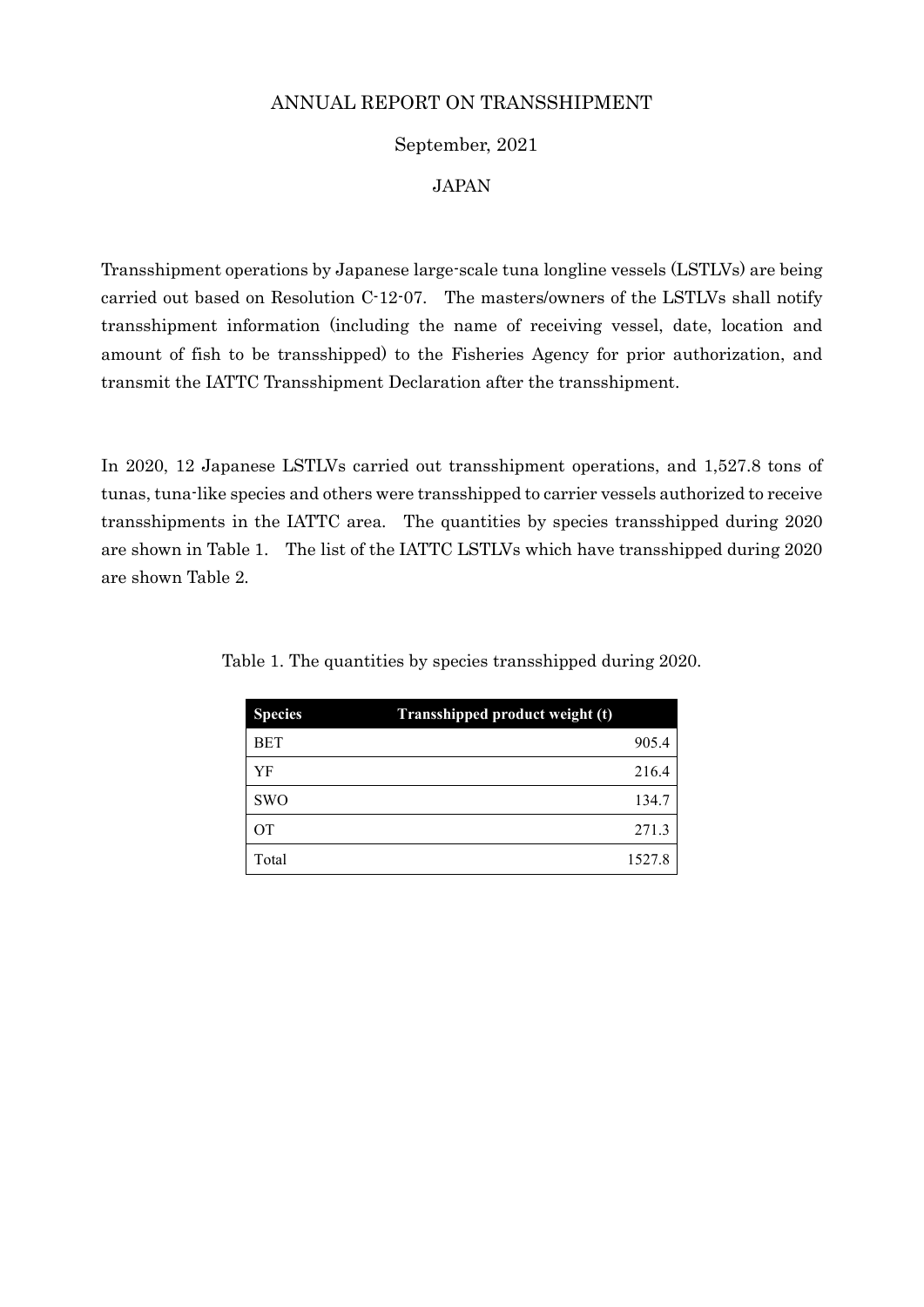# ANNUAL REPORT ON TRANSSHIPMENT

September, 2021

JAPAN

Transshipment operations by Japanese large-scale tuna longline vessels (LSTLVs) are being carried out based on Resolution C-12-07. The masters/owners of the LSTLVs shall notify transshipment information (including the name of receiving vessel, date, location and amount of fish to be transshipped) to the Fisheries Agency for prior authorization, and transmit the IATTC Transshipment Declaration after the transshipment.

In 2020, 12 Japanese LSTLVs carried out transshipment operations, and 1,527.8 tons of tunas, tuna-like species and others were transshipped to carrier vessels authorized to receive transshipments in the IATTC area. The quantities by species transshipped during 2020 are shown in Table 1. The list of the IATTC LSTLVs which have transshipped during 2020 are shown Table 2.

Table 1. The quantities by species transshipped during 2020.

| Species | Transshipped product weight (t) |
|---|---:|
| BET | 905.4 |
| YF | 216.4 |
| SWO | 134.7 |
| OT | 271.3 |
| Total | 1527.8 |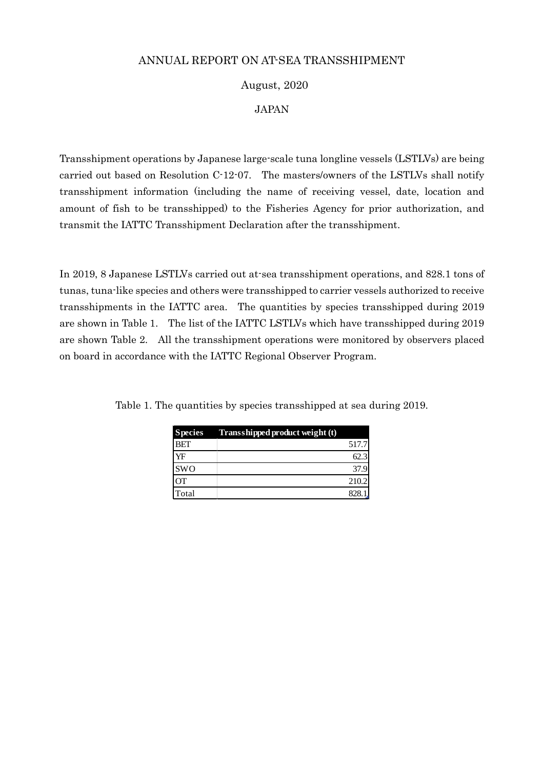# ANNUAL REPORT ON AT-SEA TRANSSHIPMENT

August, 2020

JAPAN

Transshipment operations by Japanese large-scale tuna longline vessels (LSTLVs) are being carried out based on Resolution C-12-07. The masters/owners of the LSTLVs shall notify transshipment information (including the name of receiving vessel, date, location and amount of fish to be transshipped) to the Fisheries Agency for prior authorization, and transmit the IATTC Transshipment Declaration after the transshipment.

In 2019, 8 Japanese LSTLVs carried out at-sea transshipment operations, and 828.1 tons of tunas, tuna-like species and others were transshipped to carrier vessels authorized to receive transshipments in the IATTC area. The quantities by species transshipped during 2019 are shown in Table 1. The list of the IATTC LSTLVs which have transshipped during 2019 are shown Table 2. All the transshipment operations were monitored by observers placed on board in accordance with the IATTC Regional Observer Program.

Table 1. The quantities by species transshipped at sea during 2019.

| Species | Transshipped product weight (t) |
|---|---|
| BET | 517.7 |
| YF | 62.3 |
| SWO | 37.9 |
| OT | 210.2 |
| Total | 828.1 |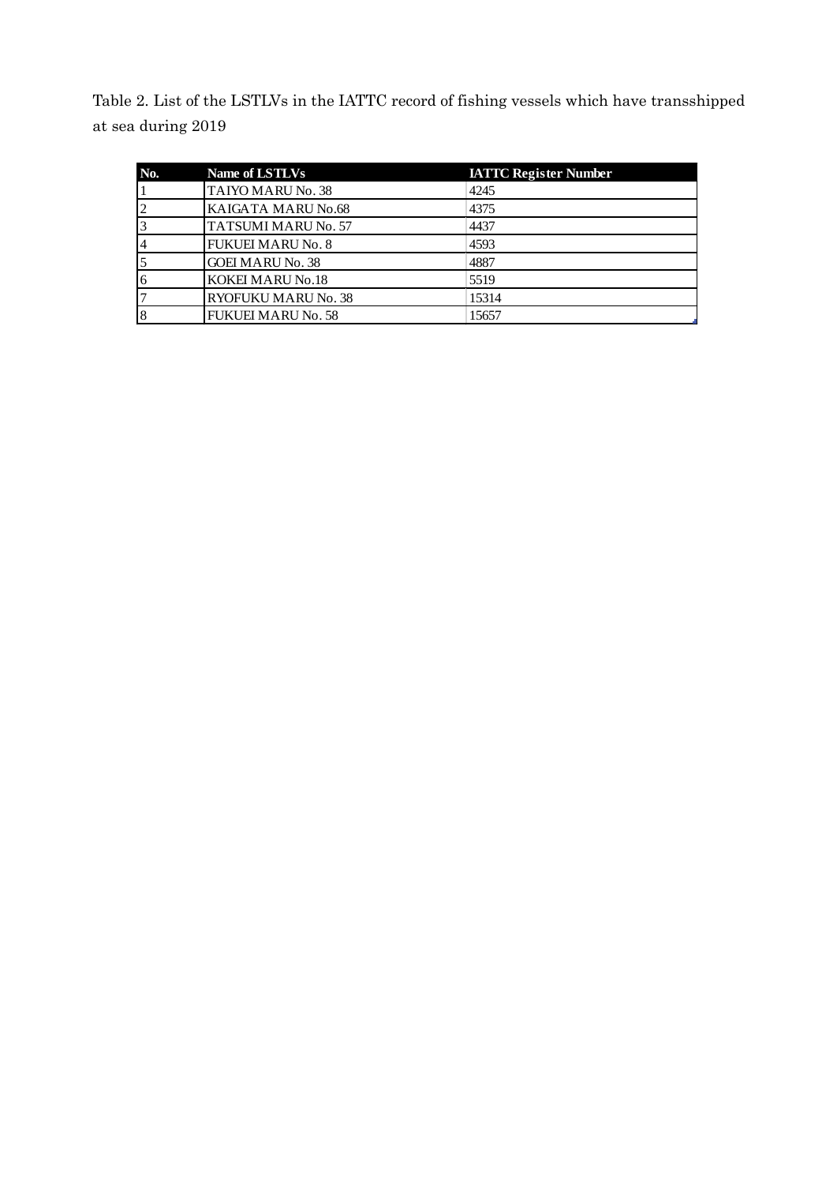Table 2. List of the LSTLVs in the IATTC record of fishing vessels which have transshipped at sea during 2019

| No. | Name of LSTLVs | IATTC Register Number |
|---|---|---|
| 1 | TAIYO MARU No. 38 | 4245 |
| 2 | KAIGATA MARU No.68 | 4375 |
| 3 | TATSUMI MARU No. 57 | 4437 |
| 4 | FUKUEI MARU No. 8 | 4593 |
| 5 | GOEI MARU No. 38 | 4887 |
| 6 | KOKEI MARU No.18 | 5519 |
| 7 | RYOFUKU MARU No. 38 | 15314 |
| 8 | FUKUEI MARU No. 58 | 15657 |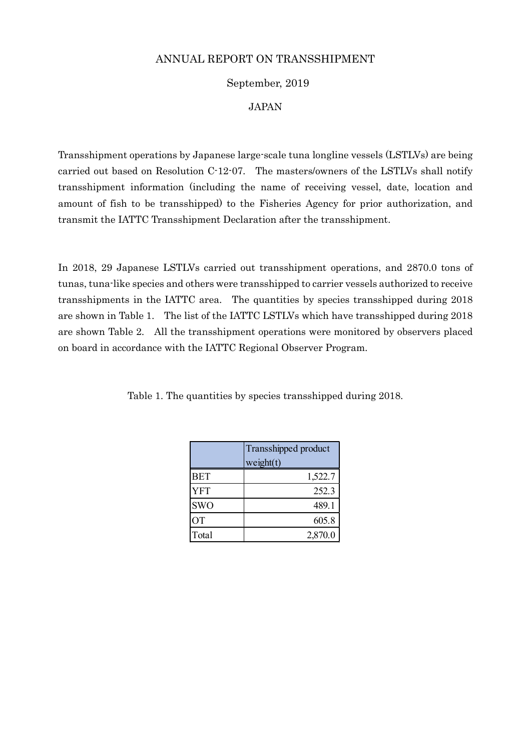# ANNUAL REPORT ON TRANSSHIPMENT

September, 2019

JAPAN

Transshipment operations by Japanese large-scale tuna longline vessels (LSTLVs) are being carried out based on Resolution C-12-07. The masters/owners of the LSTLVs shall notify transshipment information (including the name of receiving vessel, date, location and amount of fish to be transshipped) to the Fisheries Agency for prior authorization, and transmit the IATTC Transshipment Declaration after the transshipment.

In 2018, 29 Japanese LSTLVs carried out transshipment operations, and 2870.0 tons of tunas, tuna-like species and others were transshipped to carrier vessels authorized to receive transshipments in the IATTC area. The quantities by species transshipped during 2018 are shown in Table 1. The list of the IATTC LSTLVs which have transshipped during 2018 are shown Table 2. All the transshipment operations were monitored by observers placed on board in accordance with the IATTC Regional Observer Program.

Table 1. The quantities by species transshipped during 2018.

| | Transshipped product weight(t) |
|---|---:|
| BET | 1,522.7 |
| YFT | 252.3 |
| SWO | 489.1 |
| OT | 605.8 |
| Total | 2,870.0 |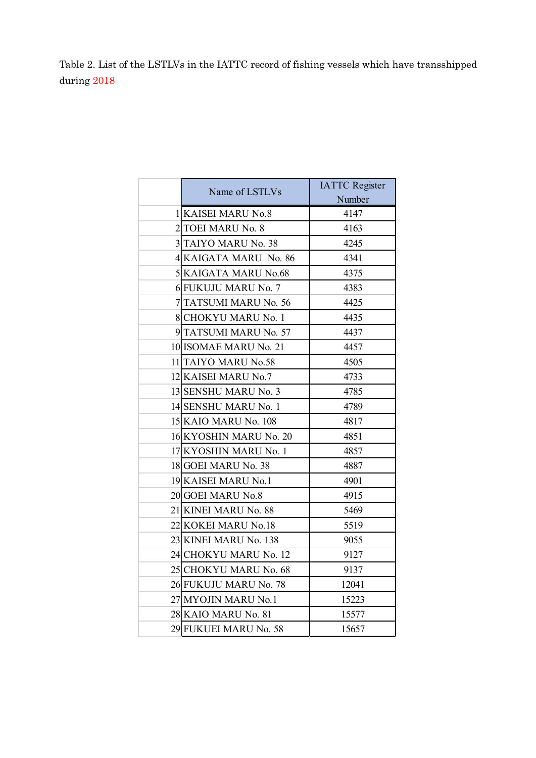Table 2. List of the LSTLVs in the IATTC record of fishing vessels which have transshipped during 2018

| | Name of LSTLVs | IATTC Register Number |
|---|---|---|
| 1 | KAISEI MARU No.8 | 4147 |
| 2 | TOEI MARU No. 8 | 4163 |
| 3 | TAIYO MARU No. 38 | 4245 |
| 4 | KAIGATA MARU No. 86 | 4341 |
| 5 | KAIGATA MARU No.68 | 4375 |
| 6 | FUKUJU MARU No. 7 | 4383 |
| 7 | TATSUMI MARU No. 56 | 4425 |
| 8 | CHOKYU MARU No. 1 | 4435 |
| 9 | TATSUMI MARU No. 57 | 4437 |
| 10 | ISOMAE MARU No. 21 | 4457 |
| 11 | TAIYO MARU No.58 | 4505 |
| 12 | KAISEI MARU No.7 | 4733 |
| 13 | SENSHU MARU No. 3 | 4785 |
| 14 | SENSHU MARU No. 1 | 4789 |
| 15 | KAIO MARU No. 108 | 4817 |
| 16 | KYOSHIN MARU No. 20 | 4851 |
| 17 | KYOSHIN MARU No. 1 | 4857 |
| 18 | GOEI MARU No. 38 | 4887 |
| 19 | KAISEI MARU No.1 | 4901 |
| 20 | GOEI MARU No.8 | 4915 |
| 21 | KINEI MARU No. 88 | 5469 |
| 22 | KOKEI MARU No.18 | 5519 |
| 23 | KINEI MARU No. 138 | 9055 |
| 24 | CHOKYU MARU No. 12 | 9127 |
| 25 | CHOKYU MARU No. 68 | 9137 |
| 26 | FUKUJU MARU No. 78 | 12041 |
| 27 | MYOJIN MARU No.1 | 15223 |
| 28 | KAIO MARU No. 81 | 15577 |
| 29 | FUKUEI MARU No. 58 | 15657 |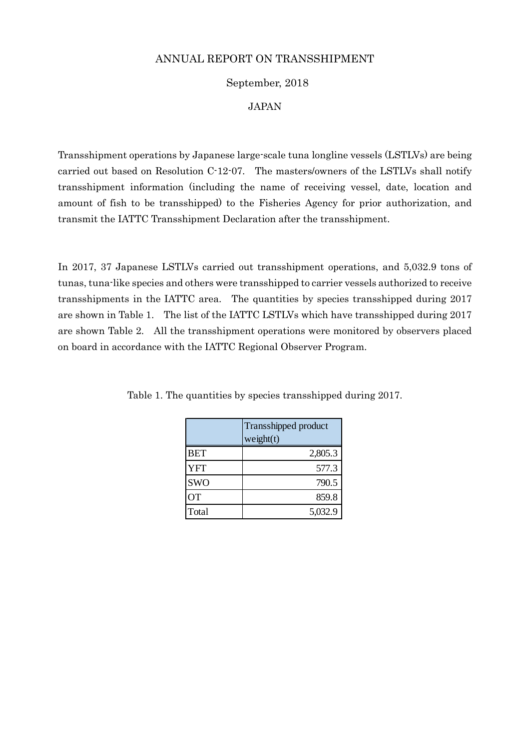# ANNUAL REPORT ON TRANSSHIPMENT

September, 2018

JAPAN

Transshipment operations by Japanese large-scale tuna longline vessels (LSTLVs) are being carried out based on Resolution C-12-07. The masters/owners of the LSTLVs shall notify transshipment information (including the name of receiving vessel, date, location and amount of fish to be transshipped) to the Fisheries Agency for prior authorization, and transmit the IATTC Transshipment Declaration after the transshipment.

In 2017, 37 Japanese LSTLVs carried out transshipment operations, and 5,032.9 tons of tunas, tuna-like species and others were transshipped to carrier vessels authorized to receive transshipments in the IATTC area. The quantities by species transshipped during 2017 are shown in Table 1. The list of the IATTC LSTLVs which have transshipped during 2017 are shown Table 2. All the transshipment operations were monitored by observers placed on board in accordance with the IATTC Regional Observer Program.

Table 1. The quantities by species transshipped during 2017.

| | Transshipped product weight(t) |
|---|---:|
| BET | 2,805.3 |
| YFT | 577.3 |
| SWO | 790.5 |
| OT | 859.8 |
| Total | 5,032.9 |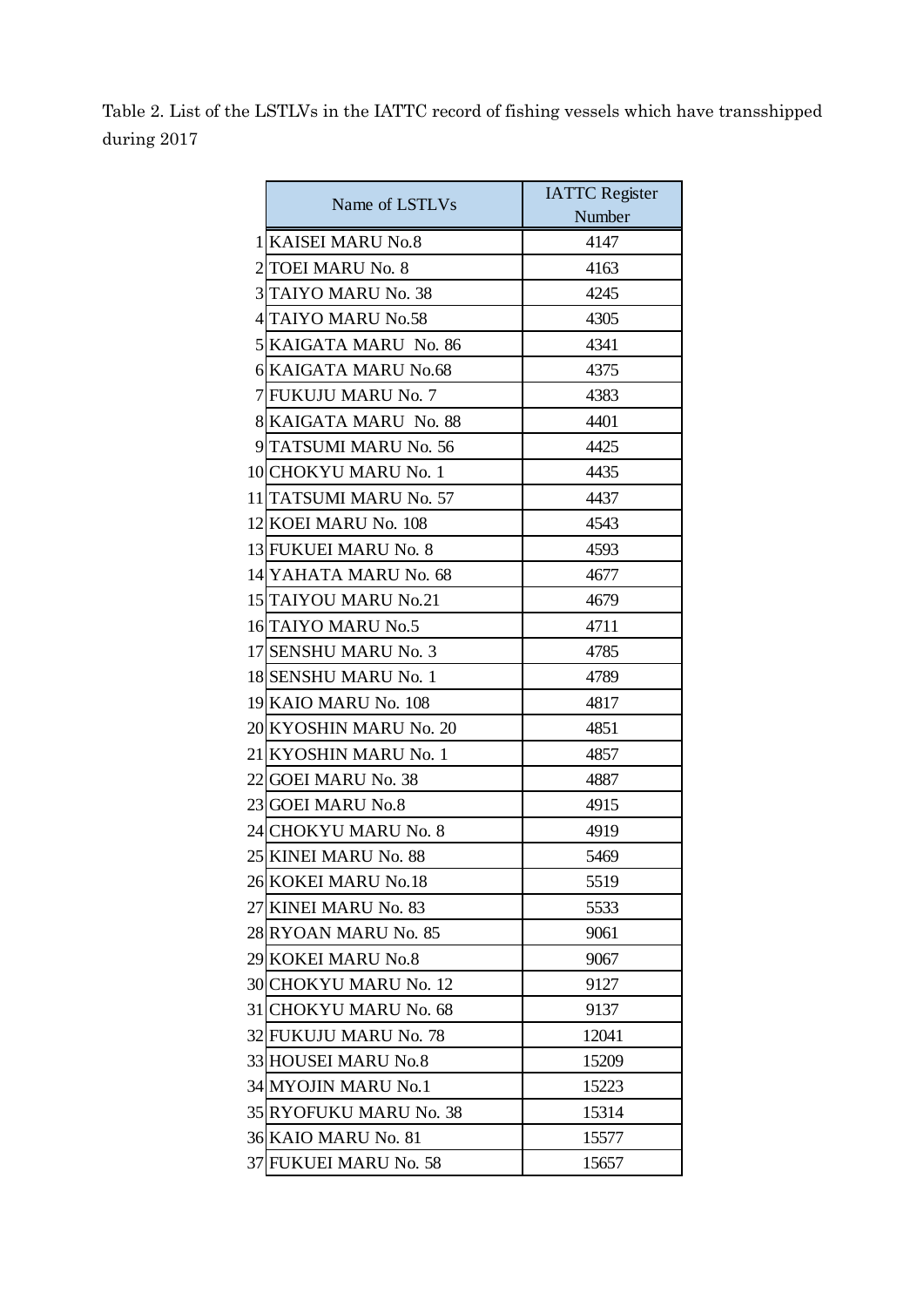Table 2. List of the LSTLVs in the IATTC record of fishing vessels which have transshipped during 2017

| | Name of LSTLVs | IATTC Register Number |
|---|---|---|
| 1 | KAISEI MARU No.8 | 4147 |
| 2 | TOEI MARU No. 8 | 4163 |
| 3 | TAIYO MARU No. 38 | 4245 |
| 4 | TAIYO MARU No.58 | 4305 |
| 5 | KAIGATA MARU No. 86 | 4341 |
| 6 | KAIGATA MARU No.68 | 4375 |
| 7 | FUKUJU MARU No. 7 | 4383 |
| 8 | KAIGATA MARU No. 88 | 4401 |
| 9 | TATSUMI MARU No. 56 | 4425 |
| 10 | CHOKYU MARU No. 1 | 4435 |
| 11 | TATSUMI MARU No. 57 | 4437 |
| 12 | KOEI MARU No. 108 | 4543 |
| 13 | FUKUEI MARU No. 8 | 4593 |
| 14 | YAHATA MARU No. 68 | 4677 |
| 15 | TAIYOU MARU No.21 | 4679 |
| 16 | TAIYO MARU No.5 | 4711 |
| 17 | SENSHU MARU No. 3 | 4785 |
| 18 | SENSHU MARU No. 1 | 4789 |
| 19 | KAIO MARU No. 108 | 4817 |
| 20 | KYOSHIN MARU No. 20 | 4851 |
| 21 | KYOSHIN MARU No. 1 | 4857 |
| 22 | GOEI MARU No. 38 | 4887 |
| 23 | GOEI MARU No.8 | 4915 |
| 24 | CHOKYU MARU No. 8 | 4919 |
| 25 | KINEI MARU No. 88 | 5469 |
| 26 | KOKEI MARU No.18 | 5519 |
| 27 | KINEI MARU No. 83 | 5533 |
| 28 | RYOAN MARU No. 85 | 9061 |
| 29 | KOKEI MARU No.8 | 9067 |
| 30 | CHOKYU MARU No. 12 | 9127 |
| 31 | CHOKYU MARU No. 68 | 9137 |
| 32 | FUKUJU MARU No. 78 | 12041 |
| 33 | HOUSEI MARU No.8 | 15209 |
| 34 | MYOJIN MARU No.1 | 15223 |
| 35 | RYOFUKU MARU No. 38 | 15314 |
| 36 | KAIO MARU No. 81 | 15577 |
| 37 | FUKUEI MARU No. 58 | 15657 |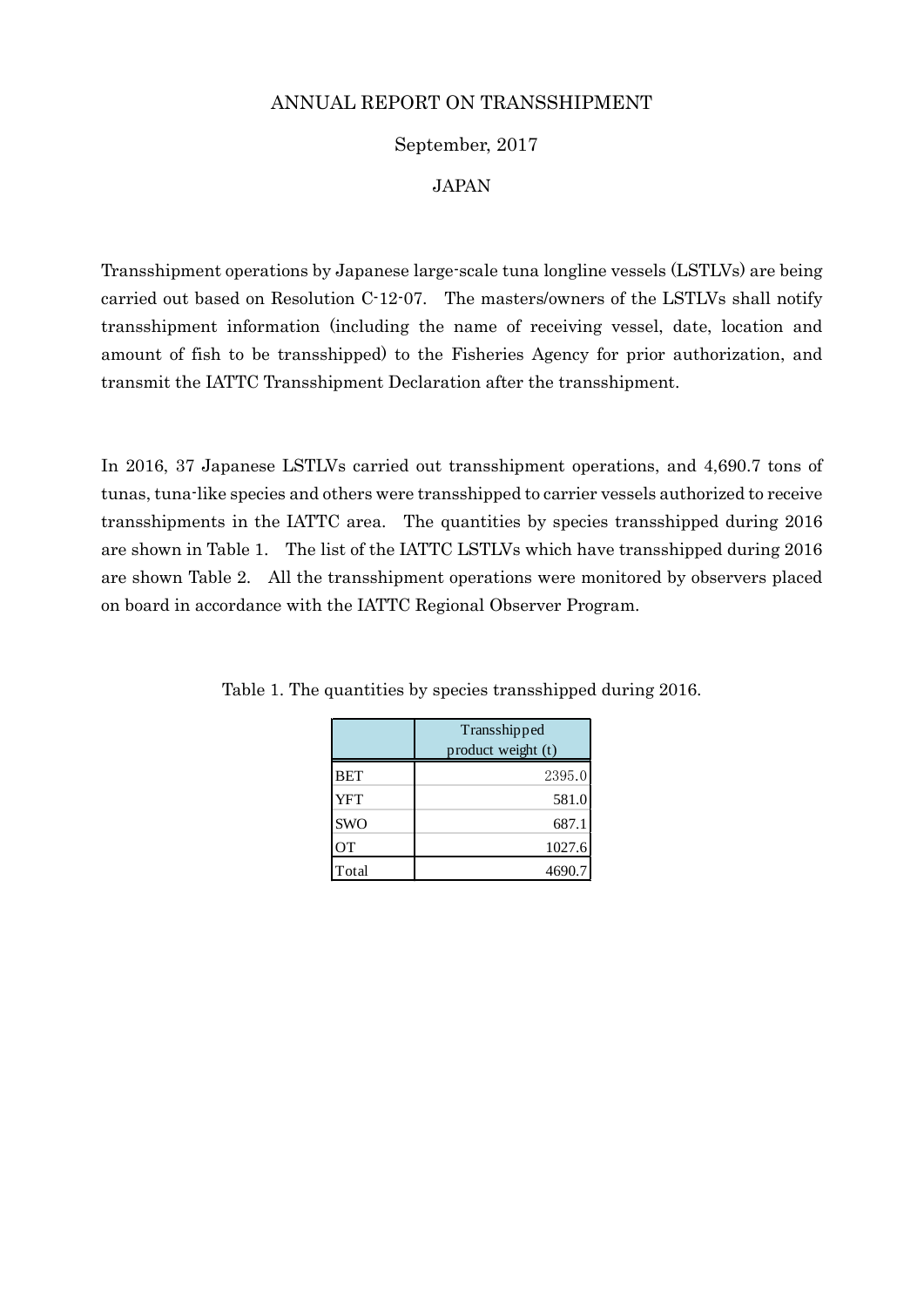# ANNUAL REPORT ON TRANSSHIPMENT

September, 2017

JAPAN

Transshipment operations by Japanese large-scale tuna longline vessels (LSTLVs) are being carried out based on Resolution C-12-07. The masters/owners of the LSTLVs shall notify transshipment information (including the name of receiving vessel, date, location and amount of fish to be transshipped) to the Fisheries Agency for prior authorization, and transmit the IATTC Transshipment Declaration after the transshipment.

In 2016, 37 Japanese LSTLVs carried out transshipment operations, and 4,690.7 tons of tunas, tuna-like species and others were transshipped to carrier vessels authorized to receive transshipments in the IATTC area. The quantities by species transshipped during 2016 are shown in Table 1. The list of the IATTC LSTLVs which have transshipped during 2016 are shown Table 2. All the transshipment operations were monitored by observers placed on board in accordance with the IATTC Regional Observer Program.

Table 1. The quantities by species transshipped during 2016.

| | Transshipped product weight (t) |
|---|---|
| BET | 2395.0 |
| YFT | 581.0 |
| SWO | 687.1 |
| OT | 1027.6 |
| Total | 4690.7 |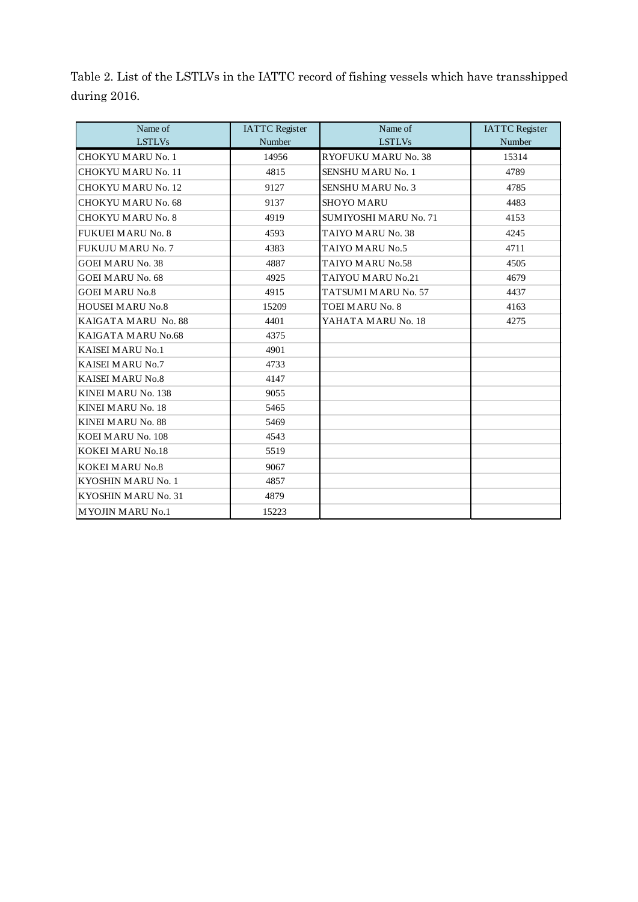Table 2. List of the LSTLVs in the IATTC record of fishing vessels which have transshipped during 2016.

| Name of LSTLVs | IATTC Register Number | Name of LSTLVs | IATTC Register Number |
|---|---|---|---|
| CHOKYU MARU No. 1 | 14956 | RYOFUKU MARU No. 38 | 15314 |
| CHOKYU MARU No. 11 | 4815 | SENSHU MARU No. 1 | 4789 |
| CHOKYU MARU No. 12 | 9127 | SENSHU MARU No. 3 | 4785 |
| CHOKYU MARU No. 68 | 9137 | SHOYO MARU | 4483 |
| CHOKYU MARU No. 8 | 4919 | SUMIYOSHI MARU No. 71 | 4153 |
| FUKUEI MARU No. 8 | 4593 | TAIYO MARU No. 38 | 4245 |
| FUKUJU MARU No. 7 | 4383 | TAIYO MARU No.5 | 4711 |
| GOEI MARU No. 38 | 4887 | TAIYO MARU No.58 | 4505 |
| GOEI MARU No. 68 | 4925 | TAIYOU MARU No.21 | 4679 |
| GOEI MARU No.8 | 4915 | TATSUMI MARU No. 57 | 4437 |
| HOUSEI MARU No.8 | 15209 | TOEI MARU No. 8 | 4163 |
| KAIGATA MARU No. 88 | 4401 | YAHATA MARU No. 18 | 4275 |
| KAIGATA MARU No.68 | 4375 | | |
| KAISEI MARU No.1 | 4901 | | |
| KAISEI MARU No.7 | 4733 | | |
| KAISEI MARU No.8 | 4147 | | |
| KINEI MARU No. 138 | 9055 | | |
| KINEI MARU No. 18 | 5465 | | |
| KINEI MARU No. 88 | 5469 | | |
| KOEI MARU No. 108 | 4543 | | |
| KOKEI MARU No.18 | 5519 | | |
| KOKEI MARU No.8 | 9067 | | |
| KYOSHIN MARU No. 1 | 4857 | | |
| KYOSHIN MARU No. 31 | 4879 | | |
| MYOJIN MARU No.1 | 15223 | | |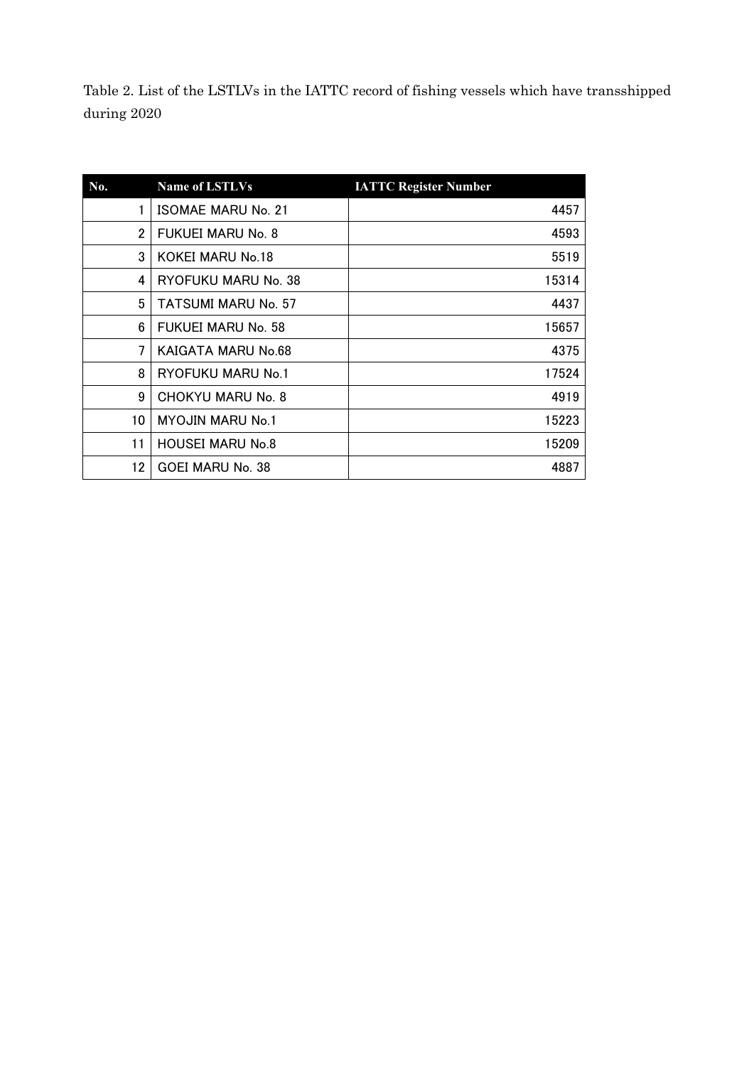Table 2. List of the LSTLVs in the IATTC record of fishing vessels which have transshipped during 2020

| No. | Name of LSTLVs | IATTC Register Number |
|---|---|---|
| 1 | ISOMAE MARU No. 21 | 4457 |
| 2 | FUKUEI MARU No. 8 | 4593 |
| 3 | KOKEI MARU No.18 | 5519 |
| 4 | RYOFUKU MARU No. 38 | 15314 |
| 5 | TATSUMI MARU No. 57 | 4437 |
| 6 | FUKUEI MARU No. 58 | 15657 |
| 7 | KAIGATA MARU No.68 | 4375 |
| 8 | RYOFUKU MARU No.1 | 17524 |
| 9 | CHOKYU MARU No. 8 | 4919 |
| 10 | MYOJIN MARU No.1 | 15223 |
| 11 | HOUSEI MARU No.8 | 15209 |
| 12 | GOEI MARU No. 38 | 4887 |